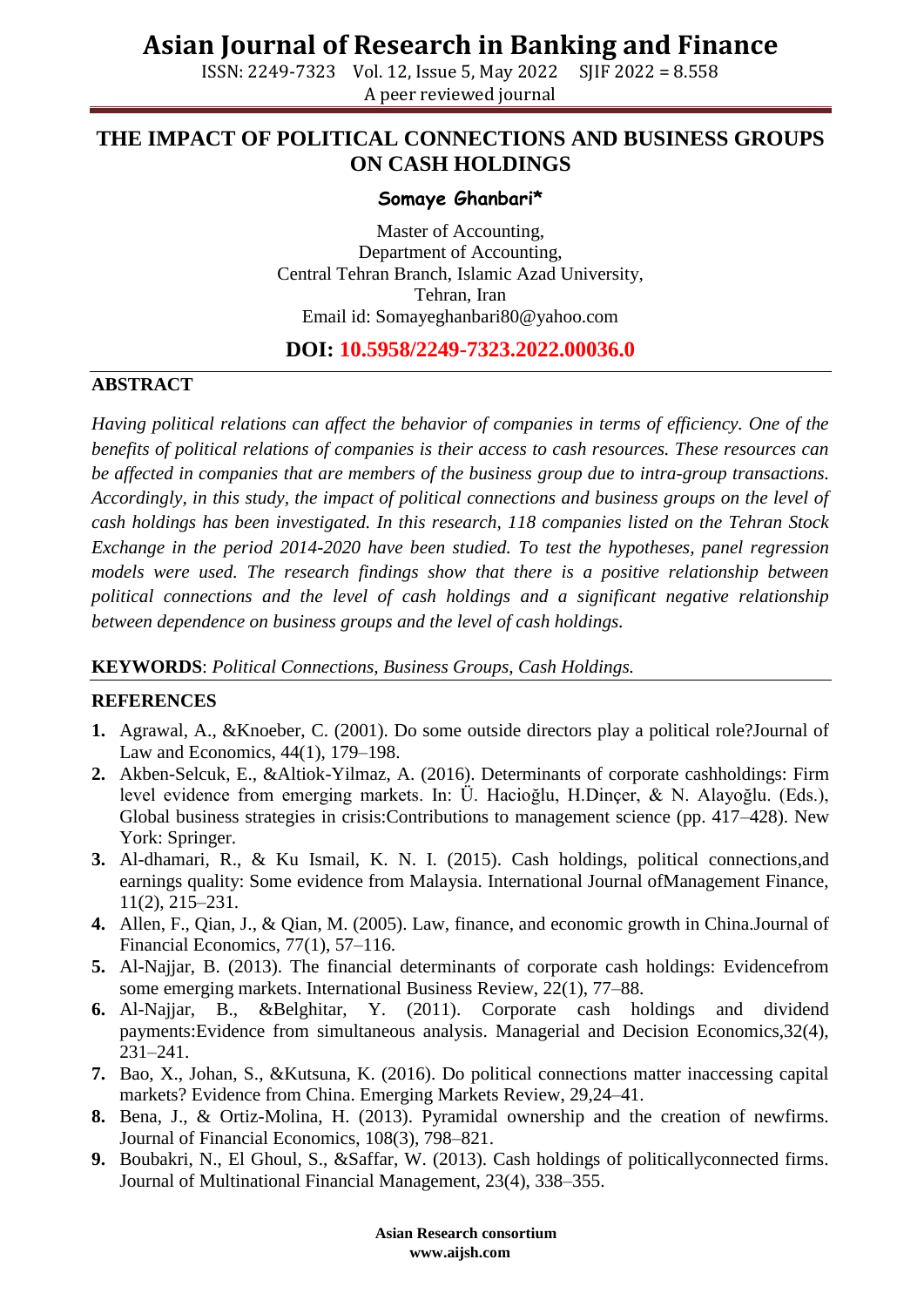# THE IMPACT OF POLITICAL CONNECTIONS AND BUSINESS GROUPS ON CASH HOLDINGS

**Somaye Ghanbari***

Master of Accounting,
Department of Accounting,
Central Tehran Branch, Islamic Azad University,
Tehran, Iran
Email id: Somayeghanbari80@yahoo.com

**DOI: 10.5958/2249-7323.2022.00036.0**

## ABSTRACT

*Having political relations can affect the behavior of companies in terms of efficiency. One of the benefits of political relations of companies is their access to cash resources. These resources can be affected in companies that are members of the business group due to intra-group transactions. Accordingly, in this study, the impact of political connections and business groups on the level of cash holdings has been investigated. In this research, 118 companies listed on the Tehran Stock Exchange in the period 2014-2020 have been studied. To test the hypotheses, panel regression models were used. The research findings show that there is a positive relationship between political connections and the level of cash holdings and a significant negative relationship between dependence on business groups and the level of cash holdings.*

**KEYWORDS**: *Political Connections, Business Groups, Cash Holdings.*

## REFERENCES

1. Agrawal, A., &Knoeber, C. (2001). Do some outside directors play a political role?Journal of Law and Economics, 44(1), 179–198.
2. Akben-Selcuk, E., &Altiok-Yilmaz, A. (2016). Determinants of corporate cashholdings: Firm level evidence from emerging markets. In: Ü. Hacioğlu, H.Dinçer, & N. Alayoğlu. (Eds.), Global business strategies in crisis:Contributions to management science (pp. 417–428). New York: Springer.
3. Al-dhamari, R., & Ku Ismail, K. N. I. (2015). Cash holdings, political connections,and earnings quality: Some evidence from Malaysia. International Journal ofManagement Finance, 11(2), 215–231.
4. Allen, F., Qian, J., & Qian, M. (2005). Law, finance, and economic growth in China.Journal of Financial Economics, 77(1), 57–116.
5. Al-Najjar, B. (2013). The financial determinants of corporate cash holdings: Evidencefrom some emerging markets. International Business Review, 22(1), 77–88.
6. Al-Najjar, B., &Belghitar, Y. (2011). Corporate cash holdings and dividend payments:Evidence from simultaneous analysis. Managerial and Decision Economics,32(4), 231–241.
7. Bao, X., Johan, S., &Kutsuna, K. (2016). Do political connections matter inaccessing capital markets? Evidence from China. Emerging Markets Review, 29,24–41.
8. Bena, J., & Ortiz-Molina, H. (2013). Pyramidal ownership and the creation of newfirms. Journal of Financial Economics, 108(3), 798–821.
9. Boubakri, N., El Ghoul, S., &Saffar, W. (2013). Cash holdings of politicallyconnected firms. Journal of Multinational Financial Management, 23(4), 338–355.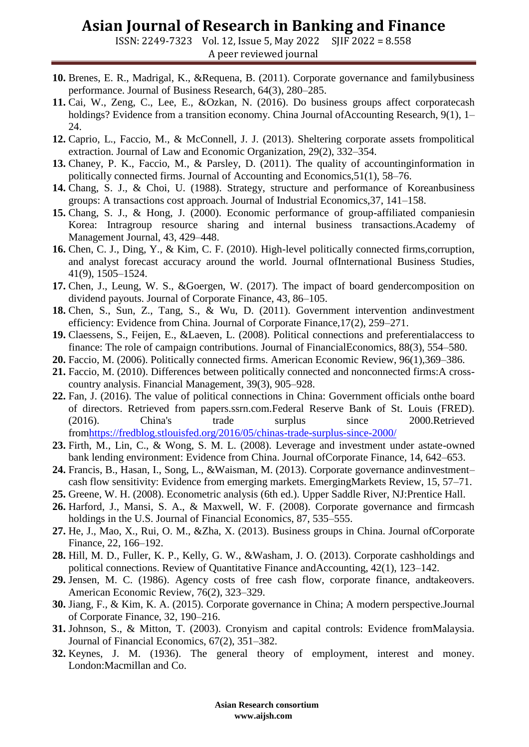10. Brenes, E. R., Madrigal, K., &Requena, B. (2011). Corporate governance and familybusiness performance. Journal of Business Research, 64(3), 280–285.
11. Cai, W., Zeng, C., Lee, E., &Ozkan, N. (2016). Do business groups affect corporatecash holdings? Evidence from a transition economy. China Journal ofAccounting Research, 9(1), 1–24.
12. Caprio, L., Faccio, M., & McConnell, J. J. (2013). Sheltering corporate assets frompolitical extraction. Journal of Law and Economic Organization, 29(2), 332–354.
13. Chaney, P. K., Faccio, M., & Parsley, D. (2011). The quality of accountinginformation in politically connected firms. Journal of Accounting and Economics,51(1), 58–76.
14. Chang, S. J., & Choi, U. (1988). Strategy, structure and performance of Koreanbusiness groups: A transactions cost approach. Journal of Industrial Economics,37, 141–158.
15. Chang, S. J., & Hong, J. (2000). Economic performance of group-affiliated companiesin Korea: Intragroup resource sharing and internal business transactions.Academy of Management Journal, 43, 429–448.
16. Chen, C. J., Ding, Y., & Kim, C. F. (2010). High-level politically connected firms,corruption, and analyst forecast accuracy around the world. Journal ofInternational Business Studies, 41(9), 1505–1524.
17. Chen, J., Leung, W. S., &Goergen, W. (2017). The impact of board gendercomposition on dividend payouts. Journal of Corporate Finance, 43, 86–105.
18. Chen, S., Sun, Z., Tang, S., & Wu, D. (2011). Government intervention andinvestment efficiency: Evidence from China. Journal of Corporate Finance,17(2), 259–271.
19. Claessens, S., Feijen, E., &Laeven, L. (2008). Political connections and preferentialaccess to finance: The role of campaign contributions. Journal of FinancialEconomics, 88(3), 554–580.
20. Faccio, M. (2006). Politically connected firms. American Economic Review, 96(1),369–386.
21. Faccio, M. (2010). Differences between politically connected and nonconnected firms:A cross-country analysis. Financial Management, 39(3), 905–928.
22. Fan, J. (2016). The value of political connections in China: Government officials onthe board of directors. Retrieved from papers.ssrn.com.Federal Reserve Bank of St. Louis (FRED). (2016). China's trade surplus since 2000.Retrieved fromhttps://fredblog.stlouisfed.org/2016/05/chinas-trade-surplus-since-2000/
23. Firth, M., Lin, C., & Wong, S. M. L. (2008). Leverage and investment under astate-owned bank lending environment: Evidence from China. Journal ofCorporate Finance, 14, 642–653.
24. Francis, B., Hasan, I., Song, L., &Waisman, M. (2013). Corporate governance andinvestment–cash flow sensitivity: Evidence from emerging markets. EmergingMarkets Review, 15, 57–71.
25. Greene, W. H. (2008). Econometric analysis (6th ed.). Upper Saddle River, NJ:Prentice Hall.
26. Harford, J., Mansi, S. A., & Maxwell, W. F. (2008). Corporate governance and firmcash holdings in the U.S. Journal of Financial Economics, 87, 535–555.
27. He, J., Mao, X., Rui, O. M., &Zha, X. (2013). Business groups in China. Journal ofCorporate Finance, 22, 166–192.
28. Hill, M. D., Fuller, K. P., Kelly, G. W., &Washam, J. O. (2013). Corporate cashholdings and political connections. Review of Quantitative Finance andAccounting, 42(1), 123–142.
29. Jensen, M. C. (1986). Agency costs of free cash flow, corporate finance, andtakeovers. American Economic Review, 76(2), 323–329.
30. Jiang, F., & Kim, K. A. (2015). Corporate governance in China; A modern perspective.Journal of Corporate Finance, 32, 190–216.
31. Johnson, S., & Mitton, T. (2003). Cronyism and capital controls: Evidence fromMalaysia. Journal of Financial Economics, 67(2), 351–382.
32. Keynes, J. M. (1936). The general theory of employment, interest and money. London:Macmillan and Co.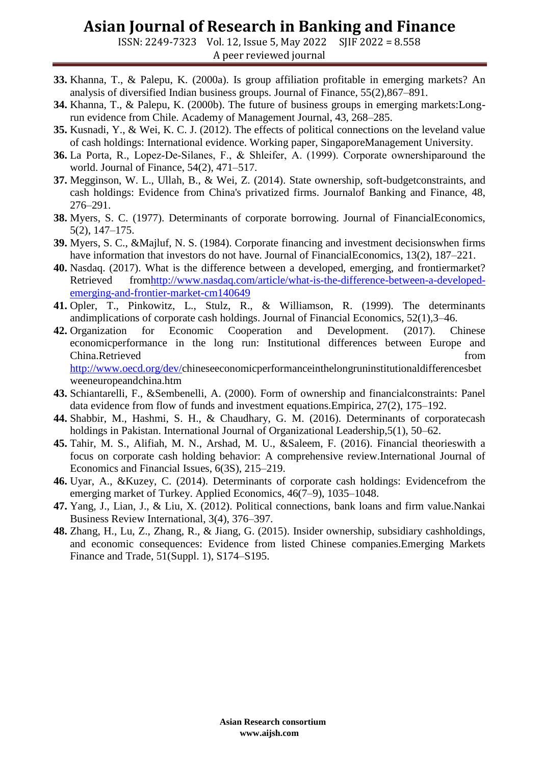33. Khanna, T., & Palepu, K. (2000a). Is group affiliation profitable in emerging markets? An analysis of diversified Indian business groups. Journal of Finance, 55(2),867–891.
34. Khanna, T., & Palepu, K. (2000b). The future of business groups in emerging markets:Long-run evidence from Chile. Academy of Management Journal, 43, 268–285.
35. Kusnadi, Y., & Wei, K. C. J. (2012). The effects of political connections on the leveland value of cash holdings: International evidence. Working paper, SingaporeManagement University.
36. La Porta, R., Lopez-De-Silanes, F., & Shleifer, A. (1999). Corporate ownershiparound the world. Journal of Finance, 54(2), 471–517.
37. Megginson, W. L., Ullah, B., & Wei, Z. (2014). State ownership, soft-budgetconstraints, and cash holdings: Evidence from China's privatized firms. Journalof Banking and Finance, 48, 276–291.
38. Myers, S. C. (1977). Determinants of corporate borrowing. Journal of FinancialEconomics, 5(2), 147–175.
39. Myers, S. C., &Majluf, N. S. (1984). Corporate financing and investment decisionswhen firms have information that investors do not have. Journal of FinancialEconomics, 13(2), 187–221.
40. Nasdaq. (2017). What is the difference between a developed, emerging, and frontiermarket? Retrieved fromhttp://www.nasdaq.com/article/what-is-the-difference-between-a-developed-emerging-and-frontier-market-cm140649
41. Opler, T., Pinkowitz, L., Stulz, R., & Williamson, R. (1999). The determinants andimplications of corporate cash holdings. Journal of Financial Economics, 52(1),3–46.
42. Organization for Economic Cooperation and Development. (2017). Chinese economicperformance in the long run: Institutional differences between Europe and China.Retrieved from http://www.oecd.org/dev/chineseeconomicperformanceinthelongruninstitutionaldifferencesbetweeneuropeandchina.htm
43. Schiantarelli, F., &Sembenelli, A. (2000). Form of ownership and financialconstraints: Panel data evidence from flow of funds and investment equations.Empirica, 27(2), 175–192.
44. Shabbir, M., Hashmi, S. H., & Chaudhary, G. M. (2016). Determinants of corporatecash holdings in Pakistan. International Journal of Organizational Leadership,5(1), 50–62.
45. Tahir, M. S., Alifiah, M. N., Arshad, M. U., &Saleem, F. (2016). Financial theorieswith a focus on corporate cash holding behavior: A comprehensive review.International Journal of Economics and Financial Issues, 6(3S), 215–219.
46. Uyar, A., &Kuzey, C. (2014). Determinants of corporate cash holdings: Evidencefrom the emerging market of Turkey. Applied Economics, 46(7–9), 1035–1048.
47. Yang, J., Lian, J., & Liu, X. (2012). Political connections, bank loans and firm value.Nankai Business Review International, 3(4), 376–397.
48. Zhang, H., Lu, Z., Zhang, R., & Jiang, G. (2015). Insider ownership, subsidiary cashholdings, and economic consequences: Evidence from listed Chinese companies.Emerging Markets Finance and Trade, 51(Suppl. 1), S174–S195.